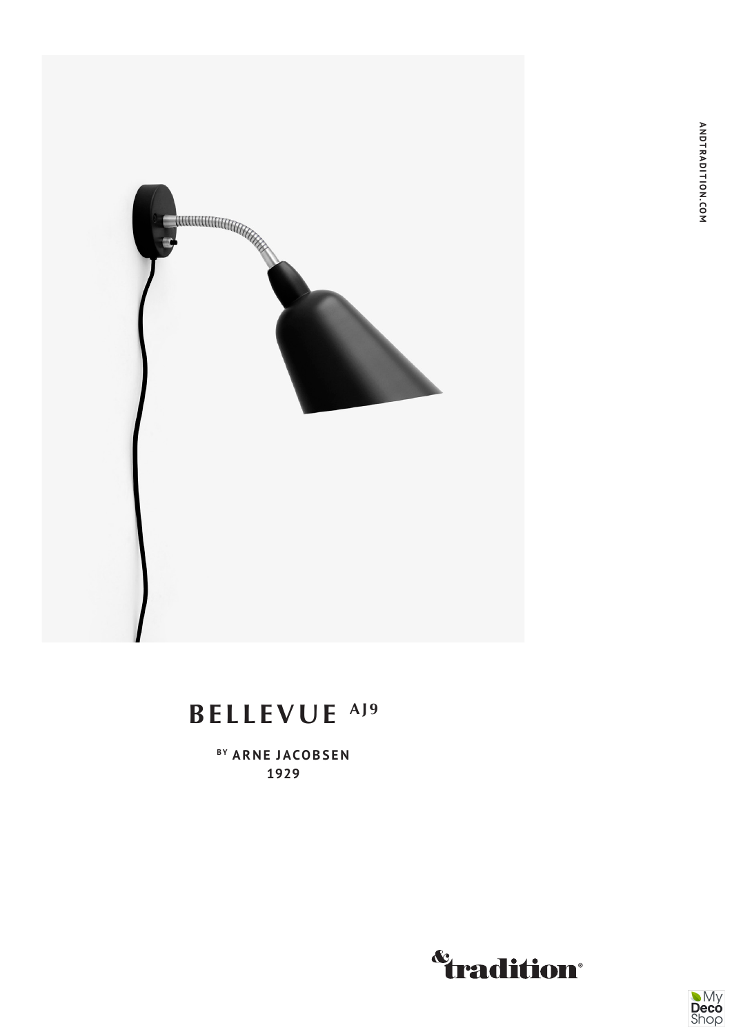# BELLEVUE AJ9

**BY ARNE JACOBSEN**
**1929**

&tradition®

ANDTRADITION.COM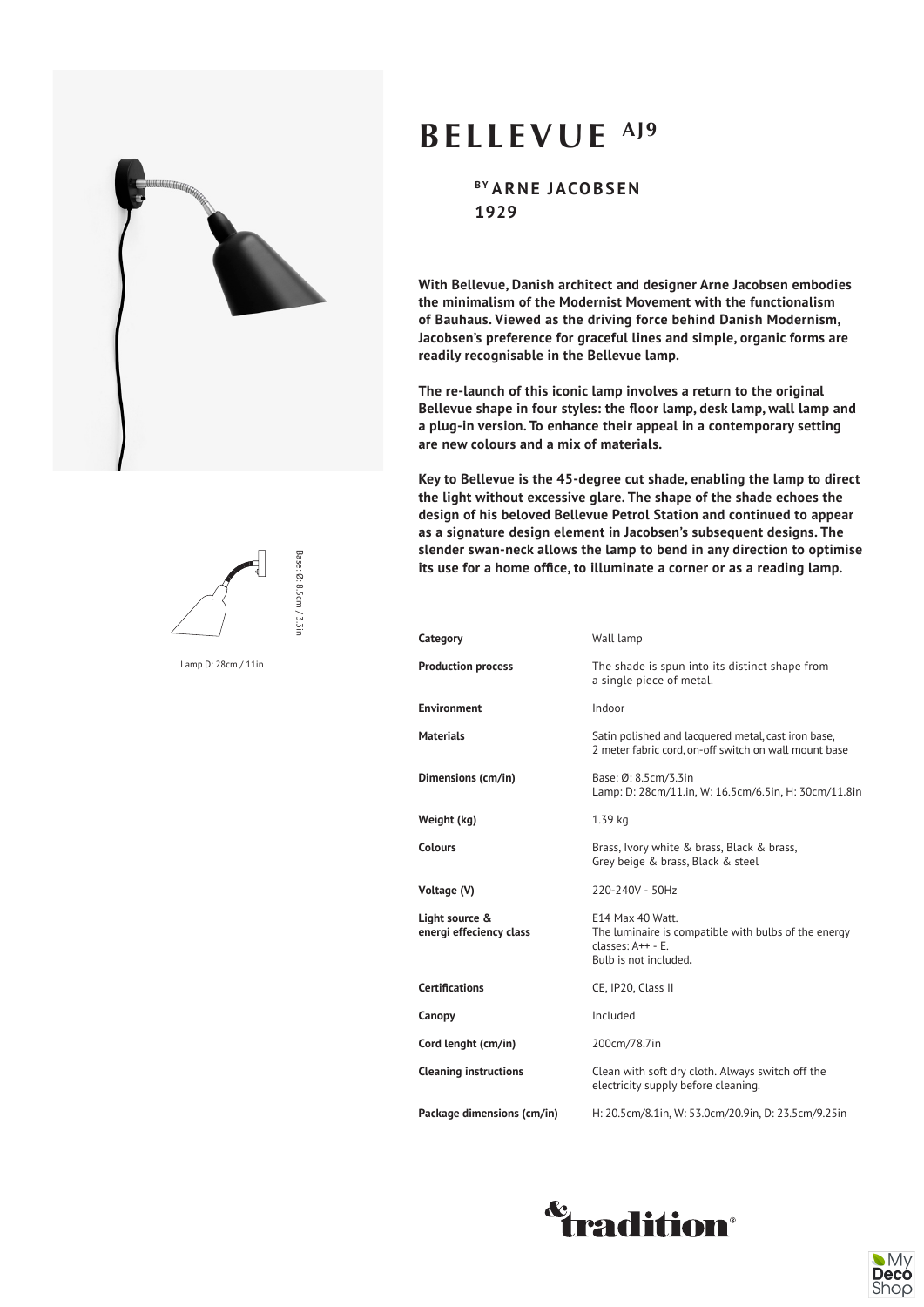# BELLEVUE AJ9

### BY ARNE JACOBSEN
### 1929

**With Bellevue, Danish architect and designer Arne Jacobsen embodies the minimalism of the Modernist Movement with the functionalism of Bauhaus. Viewed as the driving force behind Danish Modernism, Jacobsen's preference for graceful lines and simple, organic forms are readily recognisable in the Bellevue lamp.**

**The re-launch of this iconic lamp involves a return to the original Bellevue shape in four styles: the floor lamp, desk lamp, wall lamp and a plug-in version. To enhance their appeal in a contemporary setting are new colours and a mix of materials.**

**Key to Bellevue is the 45-degree cut shade, enabling the lamp to direct the light without excessive glare. The shape of the shade echoes the design of his beloved Bellevue Petrol Station and continued to appear as a signature design element in Jacobsen's subsequent designs. The slender swan-neck allows the lamp to bend in any direction to optimise its use for a home office, to illuminate a corner or as a reading lamp.**

Base: Ø: 8.5cm / 3.3in

Lamp D: 28cm / 11in

| | |
|---|---|
| **Category** | Wall lamp |
| **Production process** | The shade is spun into its distinct shape from a single piece of metal. |
| **Environment** | Indoor |
| **Materials** | Satin polished and lacquered metal, cast iron base, 2 meter fabric cord, on-off switch on wall mount base |
| **Dimensions (cm/in)** | Base: Ø: 8.5cm/3.3in<br>Lamp: D: 28cm/11.in, W: 16.5cm/6.5in, H: 30cm/11.8in |
| **Weight (kg)** | 1.39 kg |
| **Colours** | Brass, Ivory white & brass, Black & brass, Grey beige & brass, Black & steel |
| **Voltage (V)** | 220-240V - 50Hz |
| **Light source & energi effeciency class** | E14 Max 40 Watt.<br>The luminaire is compatible with bulbs of the energy classes: A++ - E.<br>Bulb is not included**.** |
| **Certifications** | CE, IP20, Class II |
| **Canopy** | Included |
| **Cord lenght (cm/in)** | 200cm/78.7in |
| **Cleaning instructions** | Clean with soft dry cloth. Always switch off the electricity supply before cleaning. |
| **Package dimensions (cm/in)** | H: 20.5cm/8.1in, W: 53.0cm/20.9in, D: 23.5cm/9.25in |

&tradition®

My Deco Shop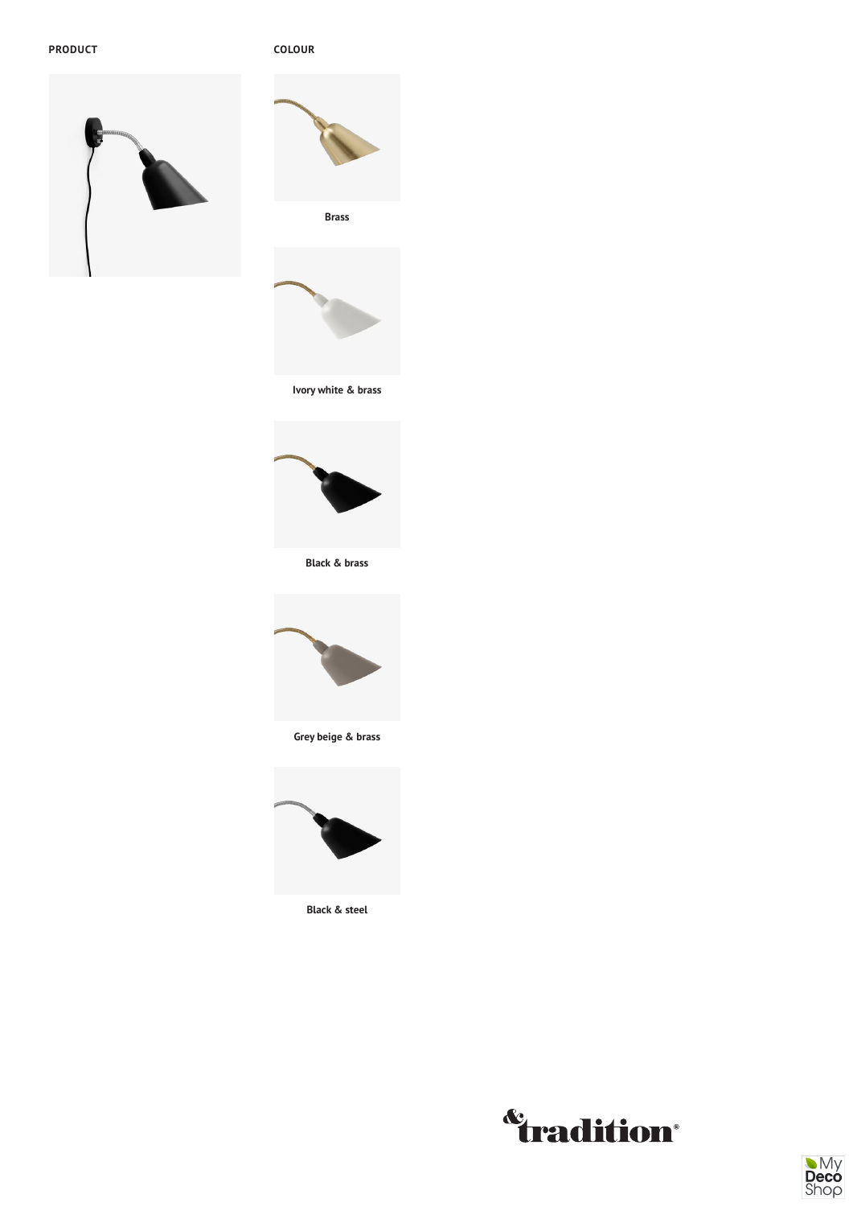**PRODUCT**

**COLOUR**

Brass

Ivory white & brass

Black & brass

Grey beige & brass

Black & steel

&tradition®

My Deco Shop